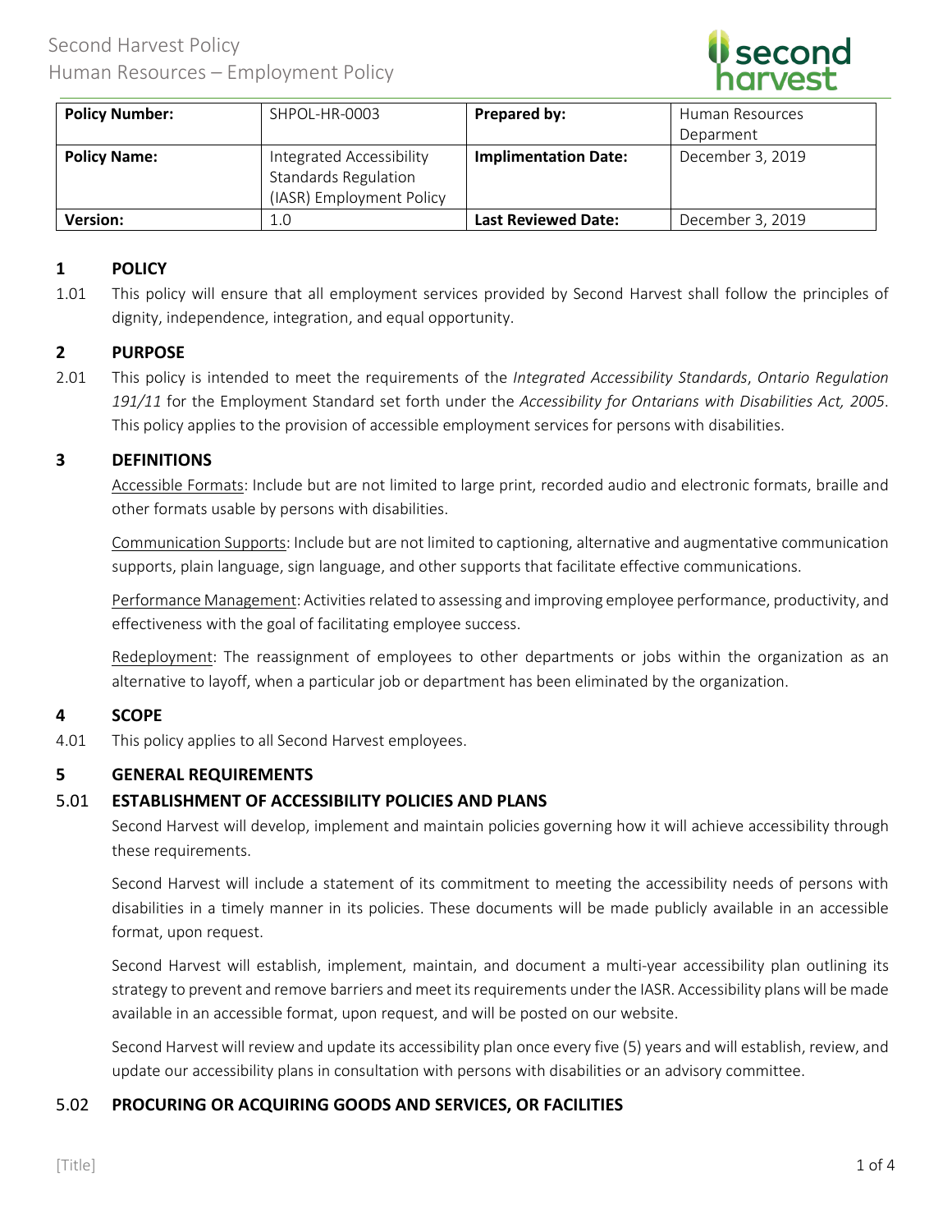| **Policy Number:** | SHPOL-HR-0003 | **Prepared by:** | Human Resources Deparment |
|---|---|---|---|
| **Policy Name:** | Integrated Accessibility Standards Regulation (IASR) Employment Policy | **Implimentation Date:** | December 3, 2019 |
| **Version:** | 1.0 | **Last Reviewed Date:** | December 3, 2019 |

## 1 POLICY

1.01 This policy will ensure that all employment services provided by Second Harvest shall follow the principles of dignity, independence, integration, and equal opportunity.

## 2 PURPOSE

2.01 This policy is intended to meet the requirements of the *Integrated Accessibility Standards*, *Ontario Regulation 191/11* for the Employment Standard set forth under the *Accessibility for Ontarians with Disabilities Act, 2005*. This policy applies to the provision of accessible employment services for persons with disabilities.

## 3 DEFINITIONS

Accessible Formats: Include but are not limited to large print, recorded audio and electronic formats, braille and other formats usable by persons with disabilities.

Communication Supports: Include but are not limited to captioning, alternative and augmentative communication supports, plain language, sign language, and other supports that facilitate effective communications.

Performance Management: Activities related to assessing and improving employee performance, productivity, and effectiveness with the goal of facilitating employee success.

Redeployment: The reassignment of employees to other departments or jobs within the organization as an alternative to layoff, when a particular job or department has been eliminated by the organization.

## 4 SCOPE

4.01 This policy applies to all Second Harvest employees.

## 5 GENERAL REQUIREMENTS

### 5.01 ESTABLISHMENT OF ACCESSIBILITY POLICIES AND PLANS

Second Harvest will develop, implement and maintain policies governing how it will achieve accessibility through these requirements.

Second Harvest will include a statement of its commitment to meeting the accessibility needs of persons with disabilities in a timely manner in its policies. These documents will be made publicly available in an accessible format, upon request.

Second Harvest will establish, implement, maintain, and document a multi-year accessibility plan outlining its strategy to prevent and remove barriers and meet its requirements under the IASR. Accessibility plans will be made available in an accessible format, upon request, and will be posted on our website.

Second Harvest will review and update its accessibility plan once every five (5) years and will establish, review, and update our accessibility plans in consultation with persons with disabilities or an advisory committee.

### 5.02 PROCURING OR ACQUIRING GOODS AND SERVICES, OR FACILITIES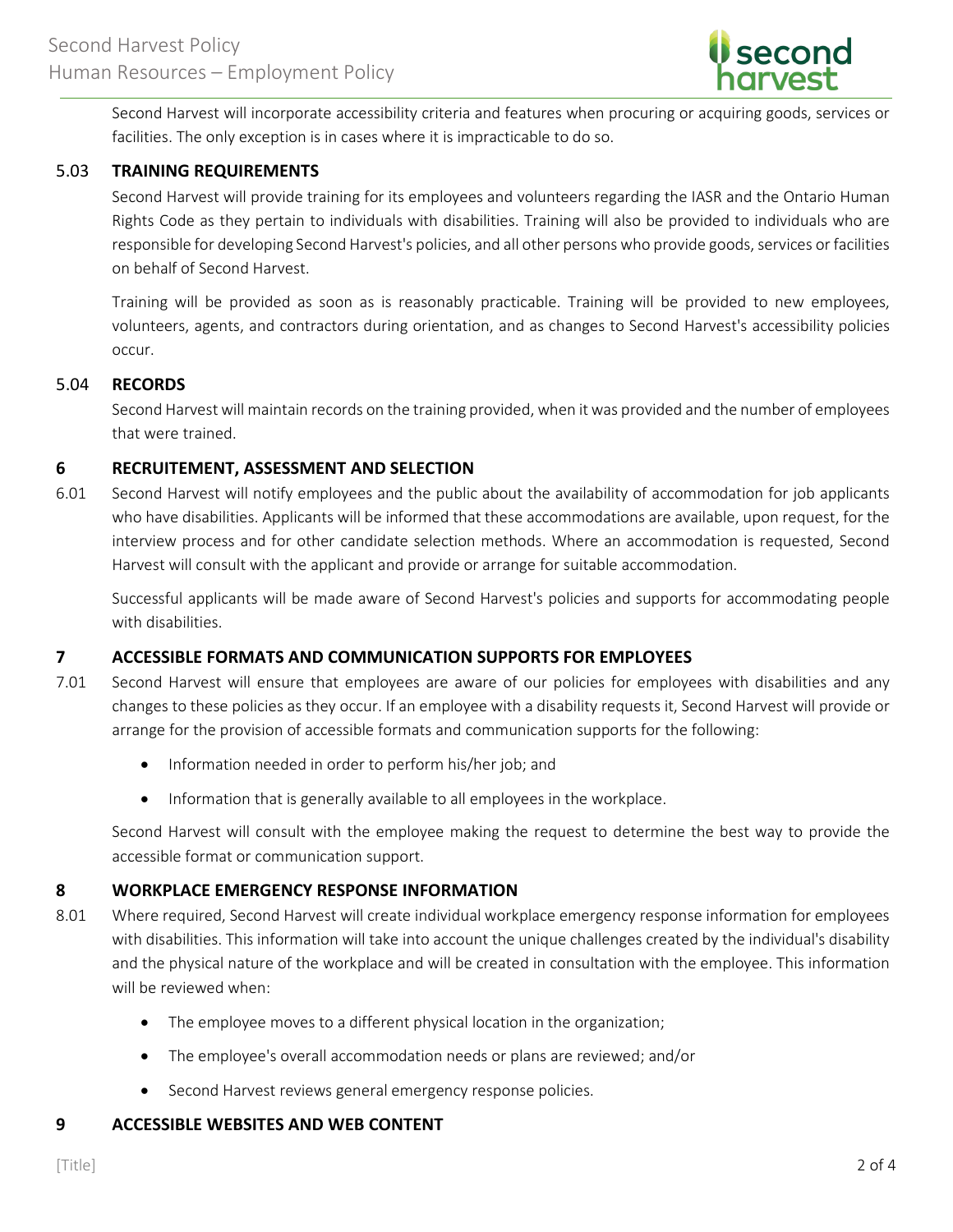Second Harvest will incorporate accessibility criteria and features when procuring or acquiring goods, services or facilities. The only exception is in cases where it is impracticable to do so.

### 5.03 TRAINING REQUIREMENTS

Second Harvest will provide training for its employees and volunteers regarding the IASR and the Ontario Human Rights Code as they pertain to individuals with disabilities. Training will also be provided to individuals who are responsible for developing Second Harvest's policies, and all other persons who provide goods, services or facilities on behalf of Second Harvest.

Training will be provided as soon as is reasonably practicable. Training will be provided to new employees, volunteers, agents, and contractors during orientation, and as changes to Second Harvest's accessibility policies occur.

### 5.04 RECORDS

Second Harvest will maintain records on the training provided, when it was provided and the number of employees that were trained.

## 6 RECRUITEMENT, ASSESSMENT AND SELECTION

6.01 Second Harvest will notify employees and the public about the availability of accommodation for job applicants who have disabilities. Applicants will be informed that these accommodations are available, upon request, for the interview process and for other candidate selection methods. Where an accommodation is requested, Second Harvest will consult with the applicant and provide or arrange for suitable accommodation.

Successful applicants will be made aware of Second Harvest's policies and supports for accommodating people with disabilities.

## 7 ACCESSIBLE FORMATS AND COMMUNICATION SUPPORTS FOR EMPLOYEES

7.01 Second Harvest will ensure that employees are aware of our policies for employees with disabilities and any changes to these policies as they occur. If an employee with a disability requests it, Second Harvest will provide or arrange for the provision of accessible formats and communication supports for the following:

- Information needed in order to perform his/her job; and
- Information that is generally available to all employees in the workplace.

Second Harvest will consult with the employee making the request to determine the best way to provide the accessible format or communication support.

## 8 WORKPLACE EMERGENCY RESPONSE INFORMATION

8.01 Where required, Second Harvest will create individual workplace emergency response information for employees with disabilities. This information will take into account the unique challenges created by the individual's disability and the physical nature of the workplace and will be created in consultation with the employee. This information will be reviewed when:

- The employee moves to a different physical location in the organization;
- The employee's overall accommodation needs or plans are reviewed; and/or
- Second Harvest reviews general emergency response policies.

## 9 ACCESSIBLE WEBSITES AND WEB CONTENT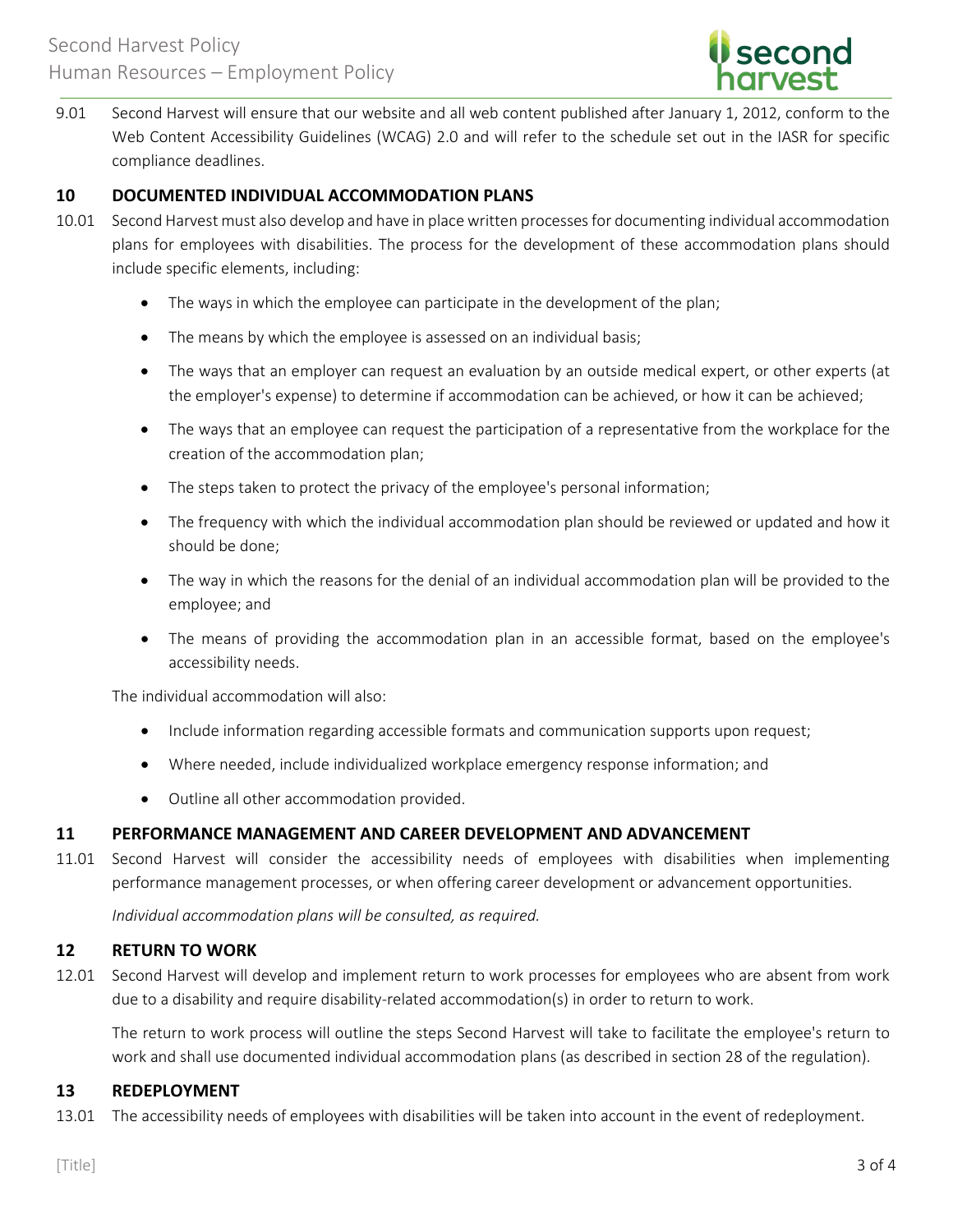9.01 Second Harvest will ensure that our website and all web content published after January 1, 2012, conform to the Web Content Accessibility Guidelines (WCAG) 2.0 and will refer to the schedule set out in the IASR for specific compliance deadlines.

## 10 DOCUMENTED INDIVIDUAL ACCOMMODATION PLANS

10.01 Second Harvest must also develop and have in place written processes for documenting individual accommodation plans for employees with disabilities. The process for the development of these accommodation plans should include specific elements, including:

- The ways in which the employee can participate in the development of the plan;
- The means by which the employee is assessed on an individual basis;
- The ways that an employer can request an evaluation by an outside medical expert, or other experts (at the employer's expense) to determine if accommodation can be achieved, or how it can be achieved;
- The ways that an employee can request the participation of a representative from the workplace for the creation of the accommodation plan;
- The steps taken to protect the privacy of the employee's personal information;
- The frequency with which the individual accommodation plan should be reviewed or updated and how it should be done;
- The way in which the reasons for the denial of an individual accommodation plan will be provided to the employee; and
- The means of providing the accommodation plan in an accessible format, based on the employee's accessibility needs.

The individual accommodation will also:

- Include information regarding accessible formats and communication supports upon request;
- Where needed, include individualized workplace emergency response information; and
- Outline all other accommodation provided.

## 11 PERFORMANCE MANAGEMENT AND CAREER DEVELOPMENT AND ADVANCEMENT

11.01 Second Harvest will consider the accessibility needs of employees with disabilities when implementing performance management processes, or when offering career development or advancement opportunities.

*Individual accommodation plans will be consulted, as required.*

## 12 RETURN TO WORK

12.01 Second Harvest will develop and implement return to work processes for employees who are absent from work due to a disability and require disability-related accommodation(s) in order to return to work.

The return to work process will outline the steps Second Harvest will take to facilitate the employee's return to work and shall use documented individual accommodation plans (as described in section 28 of the regulation).

## 13 REDEPLOYMENT

13.01 The accessibility needs of employees with disabilities will be taken into account in the event of redeployment.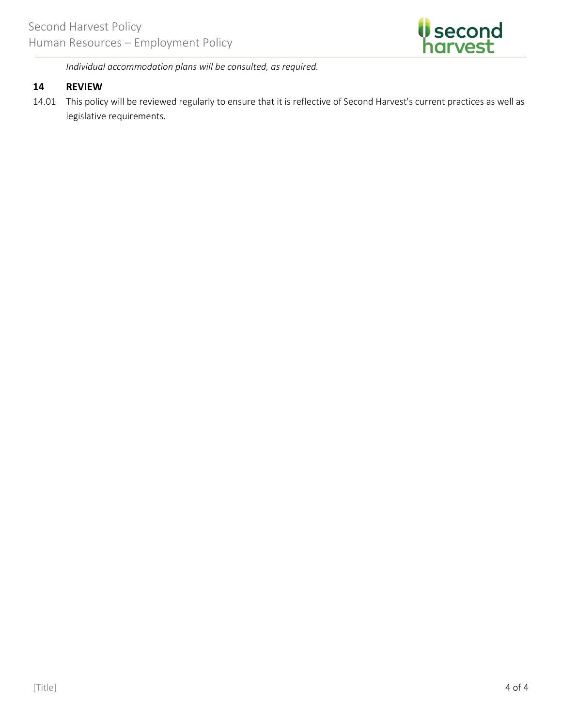*Individual accommodation plans will be consulted, as required.*

## 14 REVIEW

14.01 This policy will be reviewed regularly to ensure that it is reflective of Second Harvest's current practices as well as legislative requirements.